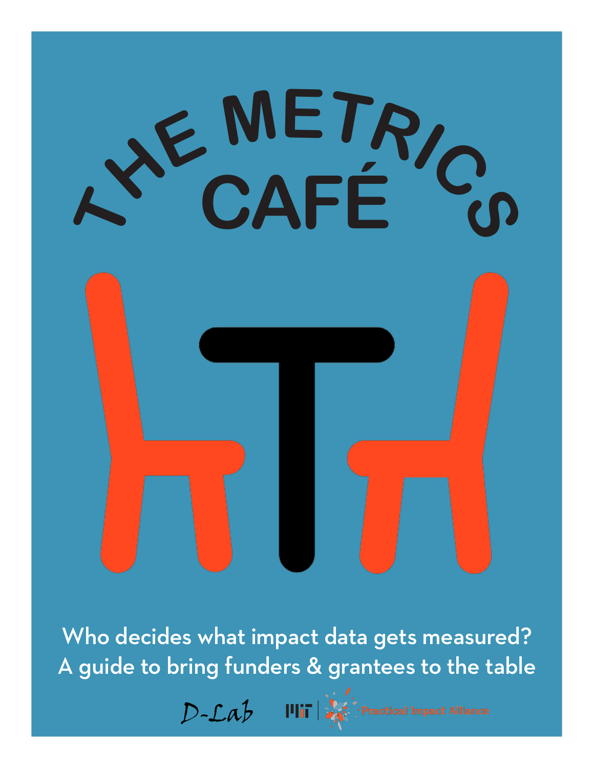# THE METRICS CAFÉ

Who decides what impact data gets measured?
A guide to bring funders & grantees to the table

D-Lab MIT | Practical Impact Alliance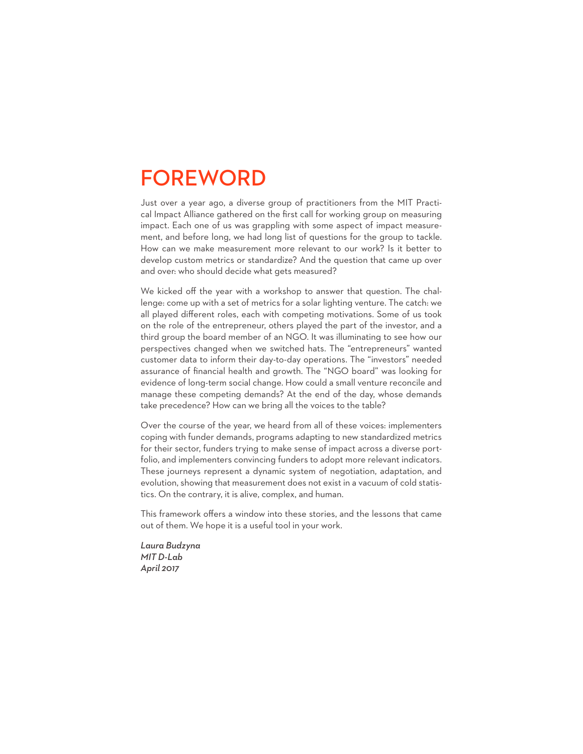# FOREWORD

Just over a year ago, a diverse group of practitioners from the MIT Practical Impact Alliance gathered on the first call for working group on measuring impact. Each one of us was grappling with some aspect of impact measurement, and before long, we had long list of questions for the group to tackle. How can we make measurement more relevant to our work? Is it better to develop custom metrics or standardize? And the question that came up over and over: who should decide what gets measured?

We kicked off the year with a workshop to answer that question. The challenge: come up with a set of metrics for a solar lighting venture. The catch: we all played different roles, each with competing motivations. Some of us took on the role of the entrepreneur, others played the part of the investor, and a third group the board member of an NGO. It was illuminating to see how our perspectives changed when we switched hats. The "entrepreneurs" wanted customer data to inform their day-to-day operations. The "investors" needed assurance of financial health and growth. The "NGO board" was looking for evidence of long-term social change. How could a small venture reconcile and manage these competing demands? At the end of the day, whose demands take precedence? How can we bring all the voices to the table?

Over the course of the year, we heard from all of these voices: implementers coping with funder demands, programs adapting to new standardized metrics for their sector, funders trying to make sense of impact across a diverse portfolio, and implementers convincing funders to adopt more relevant indicators. These journeys represent a dynamic system of negotiation, adaptation, and evolution, showing that measurement does not exist in a vacuum of cold statistics. On the contrary, it is alive, complex, and human.

This framework offers a window into these stories, and the lessons that came out of them. We hope it is a useful tool in your work.

*Laura Budzyna*
*MIT D-Lab*
*April 2017*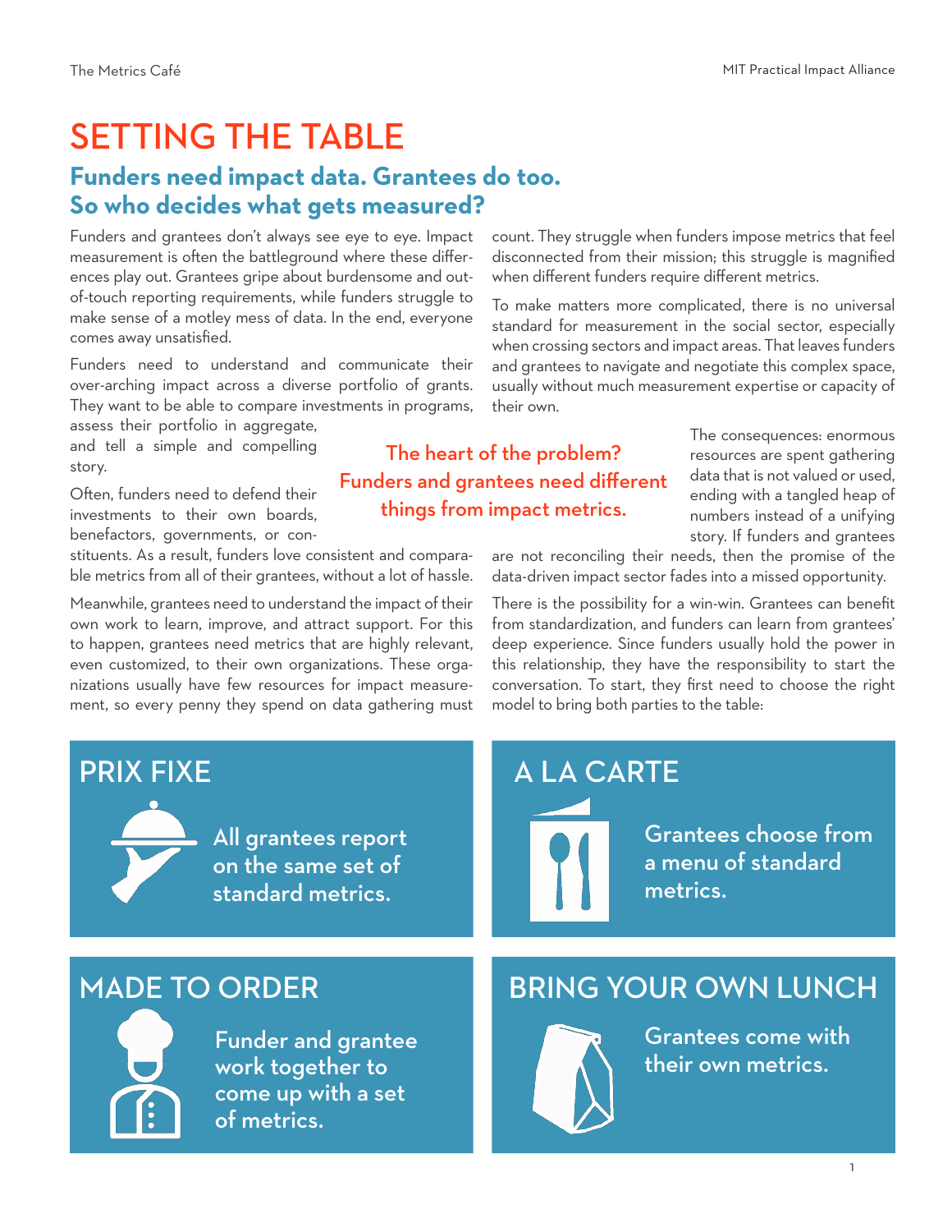# SETTING THE TABLE

## Funders need impact data. Grantees do too. So who decides what gets measured?

Funders and grantees don't always see eye to eye. Impact measurement is often the battleground where these differences play out. Grantees gripe about burdensome and out-of-touch reporting requirements, while funders struggle to make sense of a motley mess of data. In the end, everyone comes away unsatisfied.

Funders need to understand and communicate their over-arching impact across a diverse portfolio of grants. They want to be able to compare investments in programs, assess their portfolio in aggregate, and tell a simple and compelling story.

Often, funders need to defend their investments to their own boards, benefactors, governments, or constituents. As a result, funders love consistent and comparable metrics from all of their grantees, without a lot of hassle.

Meanwhile, grantees need to understand the impact of their own work to learn, improve, and attract support. For this to happen, grantees need metrics that are highly relevant, even customized, to their own organizations. These organizations usually have few resources for impact measurement, so every penny they spend on data gathering must count. They struggle when funders impose metrics that feel disconnected from their mission; this struggle is magnified when different funders require different metrics.

To make matters more complicated, there is no universal standard for measurement in the social sector, especially when crossing sectors and impact areas. That leaves funders and grantees to navigate and negotiate this complex space, usually without much measurement expertise or capacity of their own.

**The heart of the problem? Funders and grantees need different things from impact metrics.**

The consequences: enormous resources are spent gathering data that is not valued or used, ending with a tangled heap of numbers instead of a unifying story. If funders and grantees are not reconciling their needs, then the promise of the data-driven impact sector fades into a missed opportunity.

There is the possibility for a win-win. Grantees can benefit from standardization, and funders can learn from grantees' deep experience. Since funders usually hold the power in this relationship, they have the responsibility to start the conversation. To start, they first need to choose the right model to bring both parties to the table:

### PRIX FIXE

All grantees report on the same set of standard metrics.

### A LA CARTE

Grantees choose from a menu of standard metrics.

### MADE TO ORDER

Funder and grantee work together to come up with a set of metrics.

### BRING YOUR OWN LUNCH

Grantees come with their own metrics.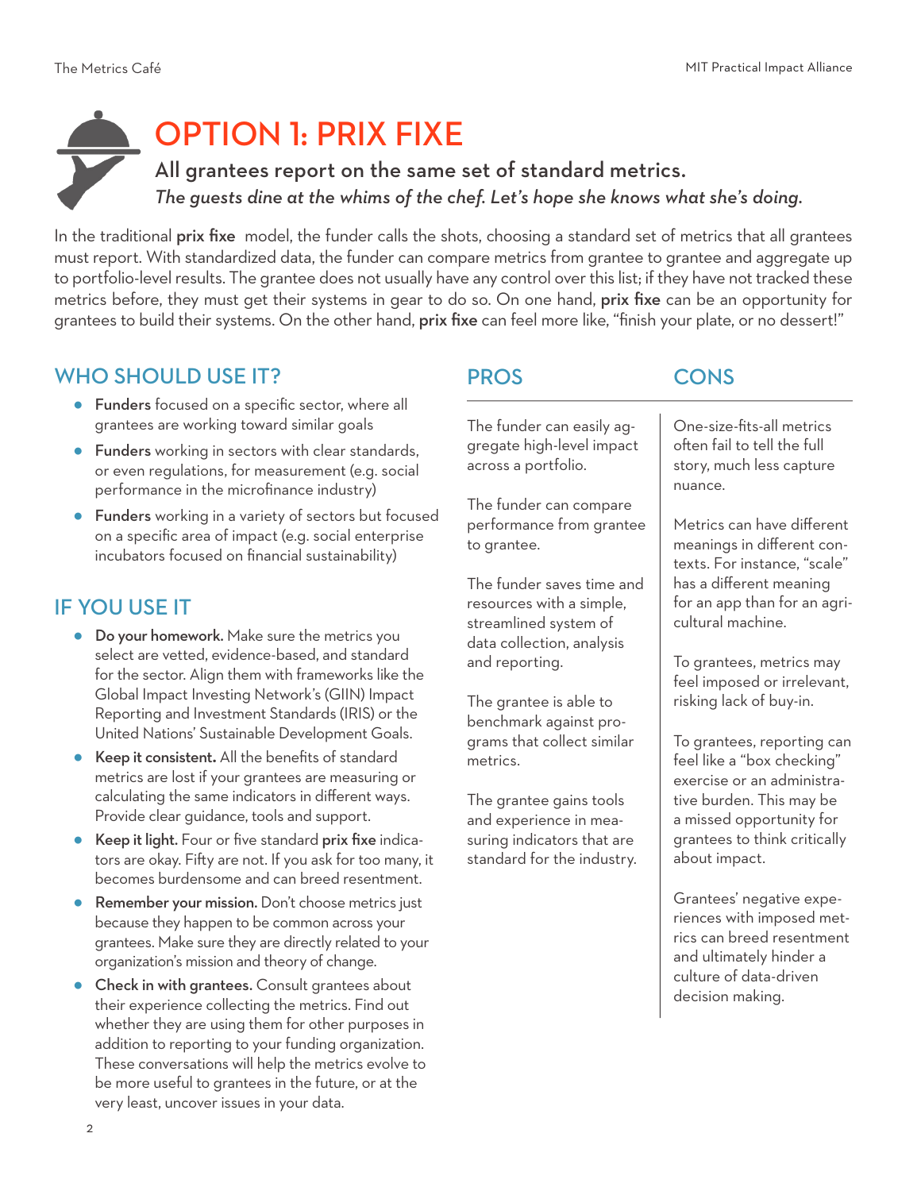# OPTION 1: PRIX FIXE

**All grantees report on the same set of standard metrics.**

*The guests dine at the whims of the chef. Let's hope she knows what she's doing.*

In the traditional **prix fixe** model, the funder calls the shots, choosing a standard set of metrics that all grantees must report. With standardized data, the funder can compare metrics from grantee to grantee and aggregate up to portfolio-level results. The grantee does not usually have any control over this list; if they have not tracked these metrics before, they must get their systems in gear to do so. On one hand, **prix fixe** can be an opportunity for grantees to build their systems. On the other hand, **prix fixe** can feel more like, "finish your plate, or no dessert!"

## WHO SHOULD USE IT?

- **Funders** focused on a specific sector, where all grantees are working toward similar goals
- **Funders** working in sectors with clear standards, or even regulations, for measurement (e.g. social performance in the microfinance industry)
- **Funders** working in a variety of sectors but focused on a specific area of impact (e.g. social enterprise incubators focused on financial sustainability)

## IF YOU USE IT

- **Do your homework.** Make sure the metrics you select are vetted, evidence-based, and standard for the sector. Align them with frameworks like the Global Impact Investing Network's (GIIN) Impact Reporting and Investment Standards (IRIS) or the United Nations' Sustainable Development Goals.
- **Keep it consistent.** All the benefits of standard metrics are lost if your grantees are measuring or calculating the same indicators in different ways. Provide clear guidance, tools and support.
- **Keep it light.** Four or five standard **prix fixe** indicators are okay. Fifty are not. If you ask for too many, it becomes burdensome and can breed resentment.
- **Remember your mission.** Don't choose metrics just because they happen to be common across your grantees. Make sure they are directly related to your organization's mission and theory of change.
- **Check in with grantees.** Consult grantees about their experience collecting the metrics. Find out whether they are using them for other purposes in addition to reporting to your funding organization. These conversations will help the metrics evolve to be more useful to grantees in the future, or at the very least, uncover issues in your data.

| PROS | CONS |
|---|---|
| The funder can easily aggregate high-level impact across a portfolio. | One-size-fits-all metrics often fail to tell the full story, much less capture nuance. |
| The funder can compare performance from grantee to grantee. | Metrics can have different meanings in different contexts. For instance, "scale" has a different meaning for an app than for an agricultural machine. |
| The funder saves time and resources with a simple, streamlined system of data collection, analysis and reporting. | To grantees, metrics may feel imposed or irrelevant, risking lack of buy-in. |
| The grantee is able to benchmark against programs that collect similar metrics. | To grantees, reporting can feel like a "box checking" exercise or an administrative burden. This may be a missed opportunity for grantees to think critically about impact. |
| The grantee gains tools and experience in measuring indicators that are standard for the industry. | Grantees' negative experiences with imposed metrics can breed resentment and ultimately hinder a culture of data-driven decision making. |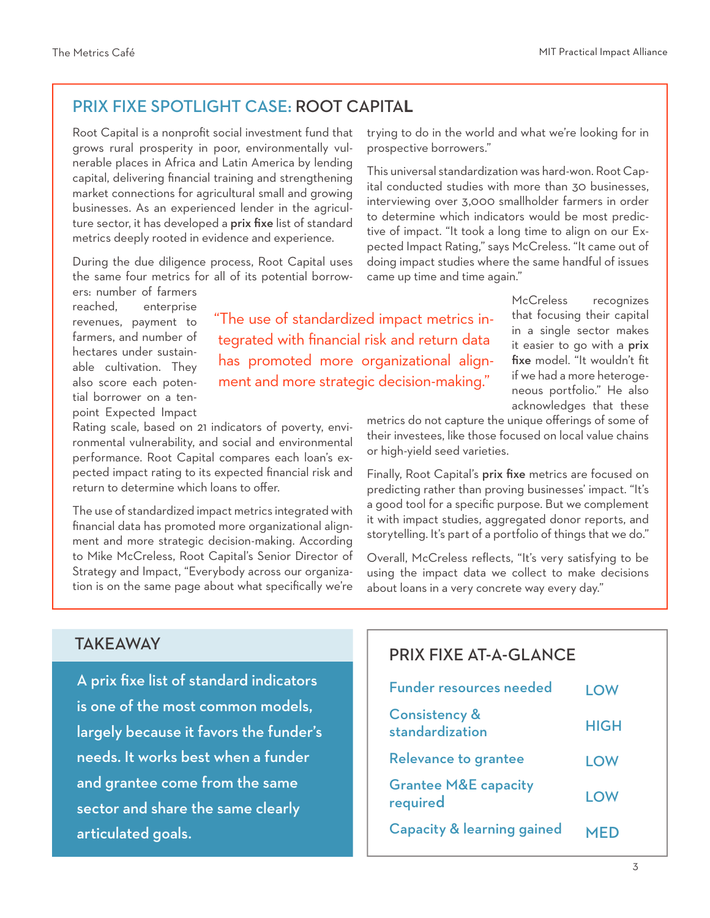## PRIX FIXE SPOTLIGHT CASE: ROOT CAPITAL

Root Capital is a nonprofit social investment fund that grows rural prosperity in poor, environmentally vulnerable places in Africa and Latin America by lending capital, delivering financial training and strengthening market connections for agricultural small and growing businesses. As an experienced lender in the agriculture sector, it has developed a **prix fixe** list of standard metrics deeply rooted in evidence and experience.

During the due diligence process, Root Capital uses the same four metrics for all of its potential borrowers: number of farmers reached, enterprise revenues, payment to farmers, and number of hectares under sustainable cultivation. They also score each potential borrower on a ten-point Expected Impact Rating scale, based on 21 indicators of poverty, environmental vulnerability, and social and environmental performance. Root Capital compares each loan's expected impact rating to its expected financial risk and return to determine which loans to offer.

> "The use of standardized impact metrics integrated with financial risk and return data has promoted more organizational alignment and more strategic decision-making."

The use of standardized impact metrics integrated with financial data has promoted more organizational alignment and more strategic decision-making. According to Mike McCreless, Root Capital's Senior Director of Strategy and Impact, "Everybody across our organization is on the same page about what specifically we're trying to do in the world and what we're looking for in prospective borrowers."

This universal standardization was hard-won. Root Capital conducted studies with more than 30 businesses, interviewing over 3,000 smallholder farmers in order to determine which indicators would be most predictive of impact. "It took a long time to align on our Expected Impact Rating," says McCreless. "It came out of doing impact studies where the same handful of issues came up time and time again."

McCreless recognizes that focusing their capital in a single sector makes it easier to go with a **prix fixe** model. "It wouldn't fit if we had a more heterogeneous portfolio." He also acknowledges that these metrics do not capture the unique offerings of some of their investees, like those focused on local value chains or high-yield seed varieties.

Finally, Root Capital's **prix fixe** metrics are focused on predicting rather than proving businesses' impact. "It's a good tool for a specific purpose. But we complement it with impact studies, aggregated donor reports, and storytelling. It's part of a portfolio of things that we do."

Overall, McCreless reflects, "It's very satisfying to be using the impact data we collect to make decisions about loans in a very concrete way every day."

### TAKEAWAY

A prix fixe list of standard indicators is one of the most common models, largely because it favors the funder's needs. It works best when a funder and grantee come from the same sector and share the same clearly articulated goals.

### PRIX FIXE AT-A-GLANCE

| | |
|---|---|
| Funder resources needed | LOW |
| Consistency & standardization | HIGH |
| Relevance to grantee | LOW |
| Grantee M&E capacity required | LOW |
| Capacity & learning gained | MED |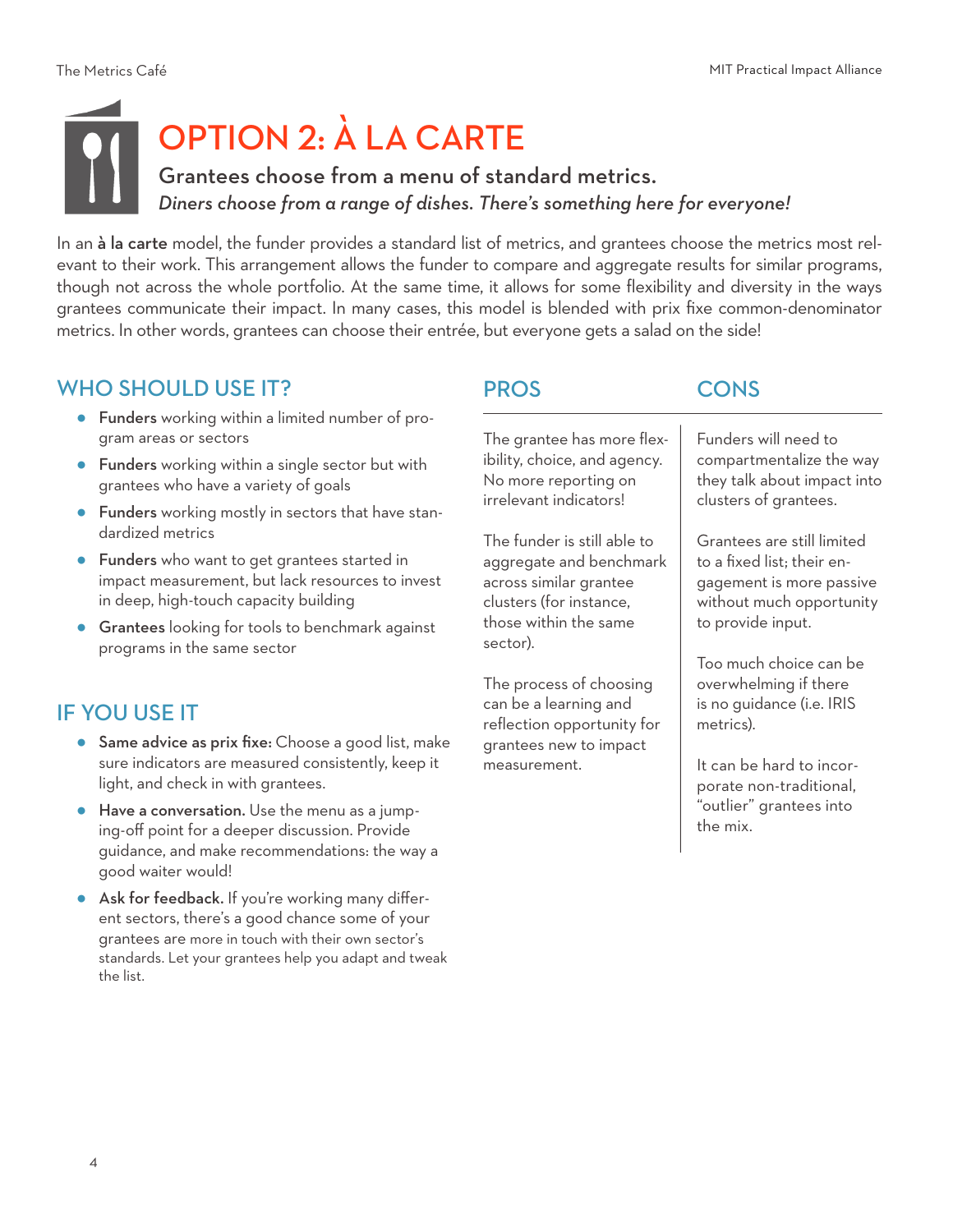# OPTION 2: À LA CARTE

## Grantees choose from a menu of standard metrics.

*Diners choose from a range of dishes. There's something here for everyone!*

In an **à la carte** model, the funder provides a standard list of metrics, and grantees choose the metrics most relevant to their work. This arrangement allows the funder to compare and aggregate results for similar programs, though not across the whole portfolio. At the same time, it allows for some flexibility and diversity in the ways grantees communicate their impact. In many cases, this model is blended with prix fixe common-denominator metrics. In other words, grantees can choose their entrée, but everyone gets a salad on the side!

## WHO SHOULD USE IT?

- **Funders** working within a limited number of program areas or sectors
- **Funders** working within a single sector but with grantees who have a variety of goals
- **Funders** working mostly in sectors that have standardized metrics
- **Funders** who want to get grantees started in impact measurement, but lack resources to invest in deep, high-touch capacity building
- **Grantees** looking for tools to benchmark against programs in the same sector

## IF YOU USE IT

- **Same advice as prix fixe:** Choose a good list, make sure indicators are measured consistently, keep it light, and check in with grantees.
- **Have a conversation.** Use the menu as a jumping-off point for a deeper discussion. Provide guidance, and make recommendations: the way a good waiter would!
- **Ask for feedback.** If you're working many different sectors, there's a good chance some of your grantees are more in touch with their own sector's standards. Let your grantees help you adapt and tweak the list.

| PROS | CONS |
|---|---|
| The grantee has more flexibility, choice, and agency. No more reporting on irrelevant indicators! | Funders will need to compartmentalize the way they talk about impact into clusters of grantees. |
| The funder is still able to aggregate and benchmark across similar grantee clusters (for instance, those within the same sector). | Grantees are still limited to a fixed list; their engagement is more passive without much opportunity to provide input. |
| The process of choosing can be a learning and reflection opportunity for grantees new to impact measurement. | Too much choice can be overwhelming if there is no guidance (i.e. IRIS metrics). |
| | It can be hard to incorporate non-traditional, "outlier" grantees into the mix. |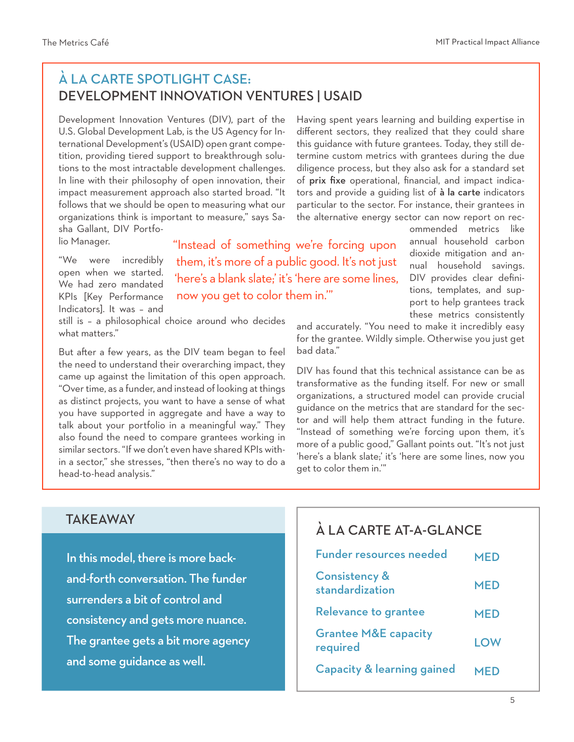## À LA CARTE SPOTLIGHT CASE:
## DEVELOPMENT INNOVATION VENTURES | USAID

Development Innovation Ventures (DIV), part of the U.S. Global Development Lab, is the US Agency for International Development's (USAID) open grant competition, providing tiered support to breakthrough solutions to the most intractable development challenges. In line with their philosophy of open innovation, their impact measurement approach also started broad. "It follows that we should be open to measuring what our organizations think is important to measure," says Sasha Gallant, DIV Portfolio Manager.

"We were incredibly open when we started. We had zero mandated KPIs [Key Performance Indicators]. It was – and still is – a philosophical choice around who decides what matters."

But after a few years, as the DIV team began to feel the need to understand their overarching impact, they came up against the limitation of this open approach. "Over time, as a funder, and instead of looking at things as distinct projects, you want to have a sense of what you have supported in aggregate and have a way to talk about your portfolio in a meaningful way." They also found the need to compare grantees working in similar sectors. "If we don't even have shared KPIs within a sector," she stresses, "then there's no way to do a head-to-head analysis."

Having spent years learning and building expertise in different sectors, they realized that they could share this guidance with future grantees. Today, they still determine custom metrics with grantees during the due diligence process, but they also ask for a standard set of **prix fixe** operational, financial, and impact indicators and provide a guiding list of **à la carte** indicators particular to the sector. For instance, their grantees in the alternative energy sector can now report on recommended metrics like annual household carbon dioxide mitigation and annual household savings. DIV provides clear definitions, templates, and support to help grantees track these metrics consistently and accurately. "You need to make it incredibly easy for the grantee. Wildly simple. Otherwise you just get bad data."

> "Instead of something we're forcing upon them, it's more of a public good. It's not just 'here's a blank slate;' it's 'here are some lines, now you get to color them in.'"

DIV has found that this technical assistance can be as transformative as the funding itself. For new or small organizations, a structured model can provide crucial guidance on the metrics that are standard for the sector and will help them attract funding in the future. "Instead of something we're forcing upon them, it's more of a public good," Gallant points out. "It's not just 'here's a blank slate;' it's 'here are some lines, now you get to color them in.'"

### TAKEAWAY

In this model, there is more back-and-forth conversation. The funder surrenders a bit of control and consistency and gets more nuance. The grantee gets a bit more agency and some guidance as well.

### À LA CARTE AT-A-GLANCE

| | |
|---|---|
| Funder resources needed | MED |
| Consistency & standardization | MED |
| Relevance to grantee | MED |
| Grantee M&E capacity required | LOW |
| Capacity & learning gained | MED |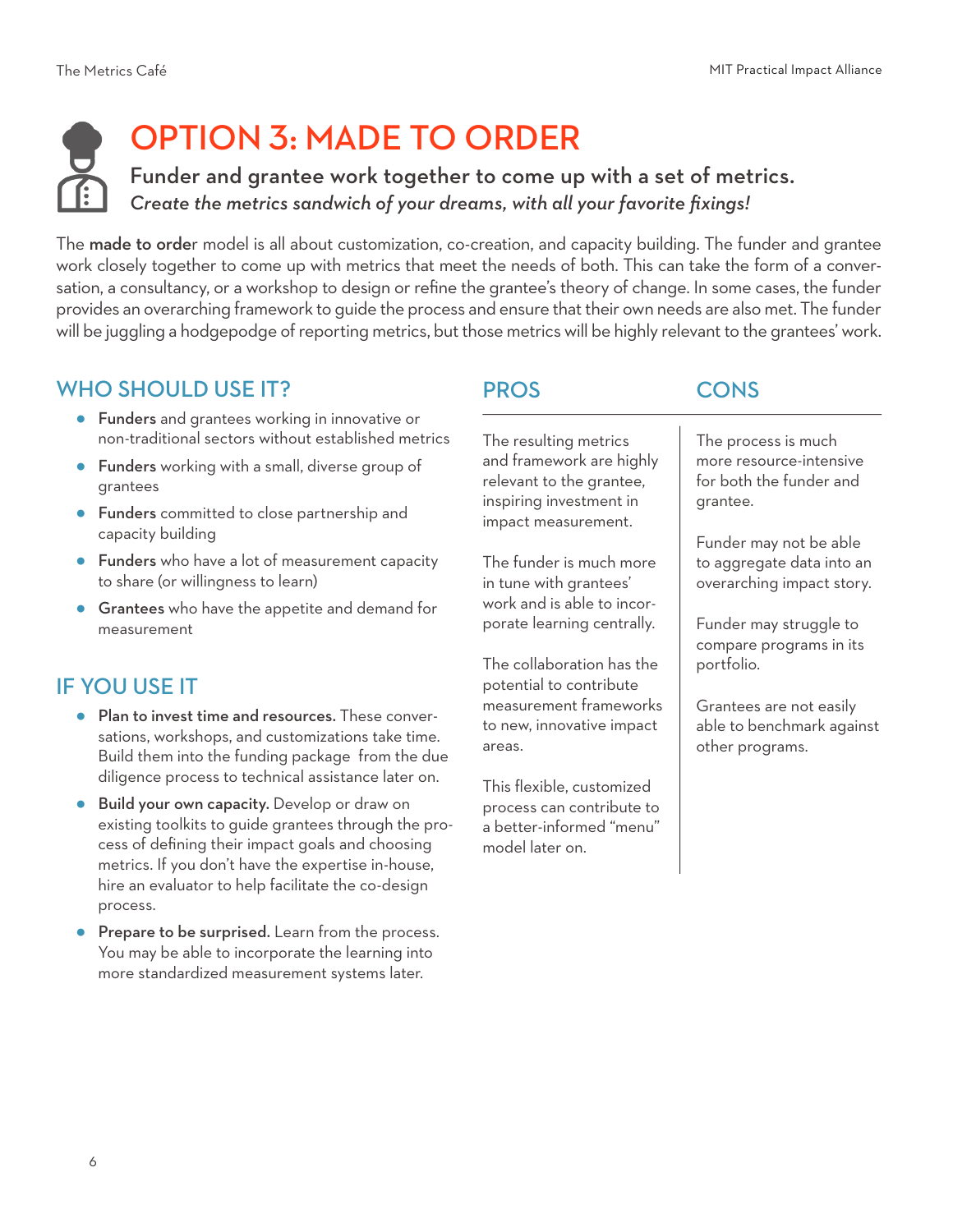# OPTION 3: MADE TO ORDER

**Funder and grantee work together to come up with a set of metrics.**

*Create the metrics sandwich of your dreams, with all your favorite fixings!*

The **made to orde**r model is all about customization, co-creation, and capacity building. The funder and grantee work closely together to come up with metrics that meet the needs of both. This can take the form of a conversation, a consultancy, or a workshop to design or refine the grantee's theory of change. In some cases, the funder provides an overarching framework to guide the process and ensure that their own needs are also met. The funder will be juggling a hodgepodge of reporting metrics, but those metrics will be highly relevant to the grantees' work.

## WHO SHOULD USE IT?

- **Funders** and grantees working in innovative or non-traditional sectors without established metrics
- **Funders** working with a small, diverse group of grantees
- **Funders** committed to close partnership and capacity building
- **Funders** who have a lot of measurement capacity to share (or willingness to learn)
- **Grantees** who have the appetite and demand for measurement

## IF YOU USE IT

- **Plan to invest time and resources.** These conversations, workshops, and customizations take time. Build them into the funding package from the due diligence process to technical assistance later on.
- **Build your own capacity.** Develop or draw on existing toolkits to guide grantees through the process of defining their impact goals and choosing metrics. If you don't have the expertise in-house, hire an evaluator to help facilitate the co-design process.
- **Prepare to be surprised.** Learn from the process. You may be able to incorporate the learning into more standardized measurement systems later.

## PROS

The resulting metrics and framework are highly relevant to the grantee, inspiring investment in impact measurement.

The funder is much more in tune with grantees' work and is able to incorporate learning centrally.

The collaboration has the potential to contribute measurement frameworks to new, innovative impact areas.

This flexible, customized process can contribute to a better-informed "menu" model later on.

## CONS

The process is much more resource-intensive for both the funder and grantee.

Funder may not be able to aggregate data into an overarching impact story.

Funder may struggle to compare programs in its portfolio.

Grantees are not easily able to benchmark against other programs.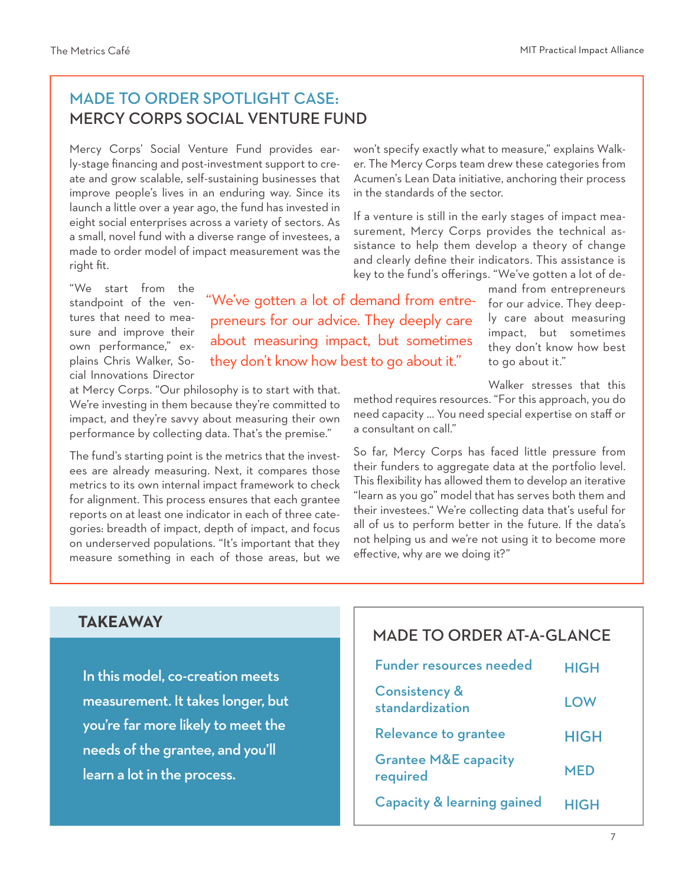## MADE TO ORDER SPOTLIGHT CASE: MERCY CORPS SOCIAL VENTURE FUND

Mercy Corps' Social Venture Fund provides early-stage financing and post-investment support to create and grow scalable, self-sustaining businesses that improve people's lives in an enduring way. Since its launch a little over a year ago, the fund has invested in eight social enterprises across a variety of sectors. As a small, novel fund with a diverse range of investees, a made to order model of impact measurement was the right fit.

"We start from the standpoint of the ventures that need to measure and improve their own performance," explains Chris Walker, Social Innovations Director at Mercy Corps. "Our philosophy is to start with that. We're investing in them because they're committed to impact, and they're savvy about measuring their own performance by collecting data. That's the premise."

The fund's starting point is the metrics that the investees are already measuring. Next, it compares those metrics to its own internal impact framework to check for alignment. This process ensures that each grantee reports on at least one indicator in each of three categories: breadth of impact, depth of impact, and focus on underserved populations. "It's important that they measure something in each of those areas, but we won't specify exactly what to measure," explains Walker. The Mercy Corps team drew these categories from Acumen's Lean Data initiative, anchoring their process in the standards of the sector.

If a venture is still in the early stages of impact measurement, Mercy Corps provides the technical assistance to help them develop a theory of change and clearly define their indicators. This assistance is key to the fund's offerings. "We've gotten a lot of demand from entrepreneurs for our advice. They deeply care about measuring impact, but sometimes they don't know how best to go about it."

> "We've gotten a lot of demand from entrepreneurs for our advice. They deeply care about measuring impact, but sometimes they don't know how best to go about it."

Walker stresses that this method requires resources. "For this approach, you do need capacity ... You need special expertise on staff or a consultant on call."

So far, Mercy Corps has faced little pressure from their funders to aggregate data at the portfolio level. This flexibility has allowed them to develop an iterative "learn as you go" model that has serves both them and their investees." We're collecting data that's useful for all of us to perform better in the future. If the data's not helping us and we're not using it to become more effective, why are we doing it?"

### TAKEAWAY

**In this model, co-creation meets measurement. It takes longer, but you're far more likely to meet the needs of the grantee, and you'll learn a lot in the process.**

### MADE TO ORDER AT-A-GLANCE

| | |
|---|---|
| Funder resources needed | HIGH |
| Consistency & standardization | LOW |
| Relevance to grantee | HIGH |
| Grantee M&E capacity required | MED |
| Capacity & learning gained | HIGH |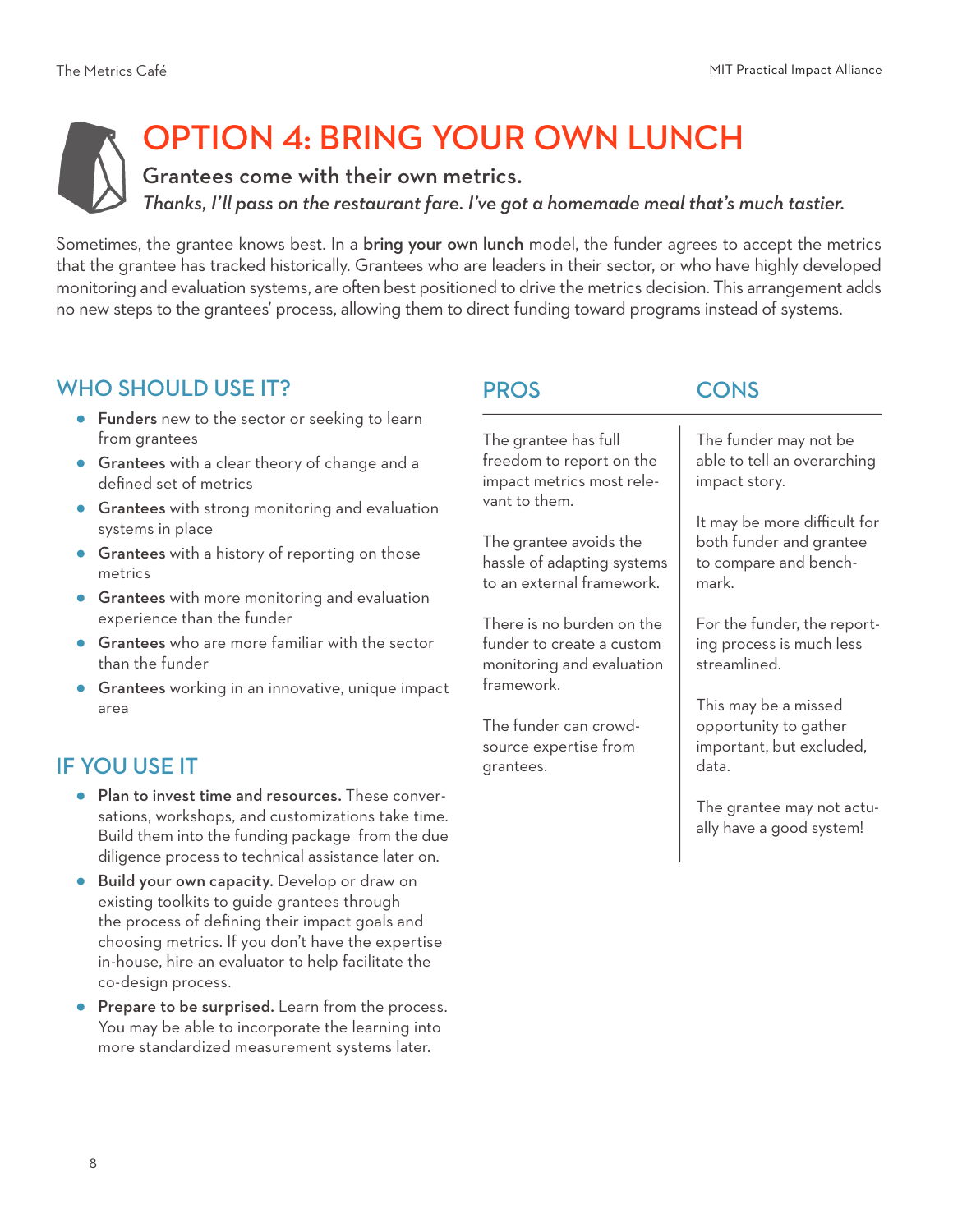# OPTION 4: BRING YOUR OWN LUNCH

## Grantees come with their own metrics.

*Thanks, I'll pass on the restaurant fare. I've got a homemade meal that's much tastier.*

Sometimes, the grantee knows best. In a **bring your own lunch** model, the funder agrees to accept the metrics that the grantee has tracked historically. Grantees who are leaders in their sector, or who have highly developed monitoring and evaluation systems, are often best positioned to drive the metrics decision. This arrangement adds no new steps to the grantees' process, allowing them to direct funding toward programs instead of systems.

### WHO SHOULD USE IT?

- **Funders** new to the sector or seeking to learn from grantees
- **Grantees** with a clear theory of change and a defined set of metrics
- **Grantees** with strong monitoring and evaluation systems in place
- **Grantees** with a history of reporting on those metrics
- **Grantees** with more monitoring and evaluation experience than the funder
- **Grantees** who are more familiar with the sector than the funder
- **Grantees** working in an innovative, unique impact area

### IF YOU USE IT

- **Plan to invest time and resources.** These conversations, workshops, and customizations take time. Build them into the funding package from the due diligence process to technical assistance later on.
- **Build your own capacity.** Develop or draw on existing toolkits to guide grantees through the process of defining their impact goals and choosing metrics. If you don't have the expertise in-house, hire an evaluator to help facilitate the co-design process.
- **Prepare to be surprised.** Learn from the process. You may be able to incorporate the learning into more standardized measurement systems later.

| PROS | CONS |
|---|---|
| The grantee has full freedom to report on the impact metrics most relevant to them. | The funder may not be able to tell an overarching impact story. |
| The grantee avoids the hassle of adapting systems to an external framework. | It may be more difficult for both funder and grantee to compare and benchmark. |
| There is no burden on the funder to create a custom monitoring and evaluation framework. | For the funder, the reporting process is much less streamlined. |
| The funder can crowdsource expertise from grantees. | This may be a missed opportunity to gather important, but excluded, data. |
| | The grantee may not actually have a good system! |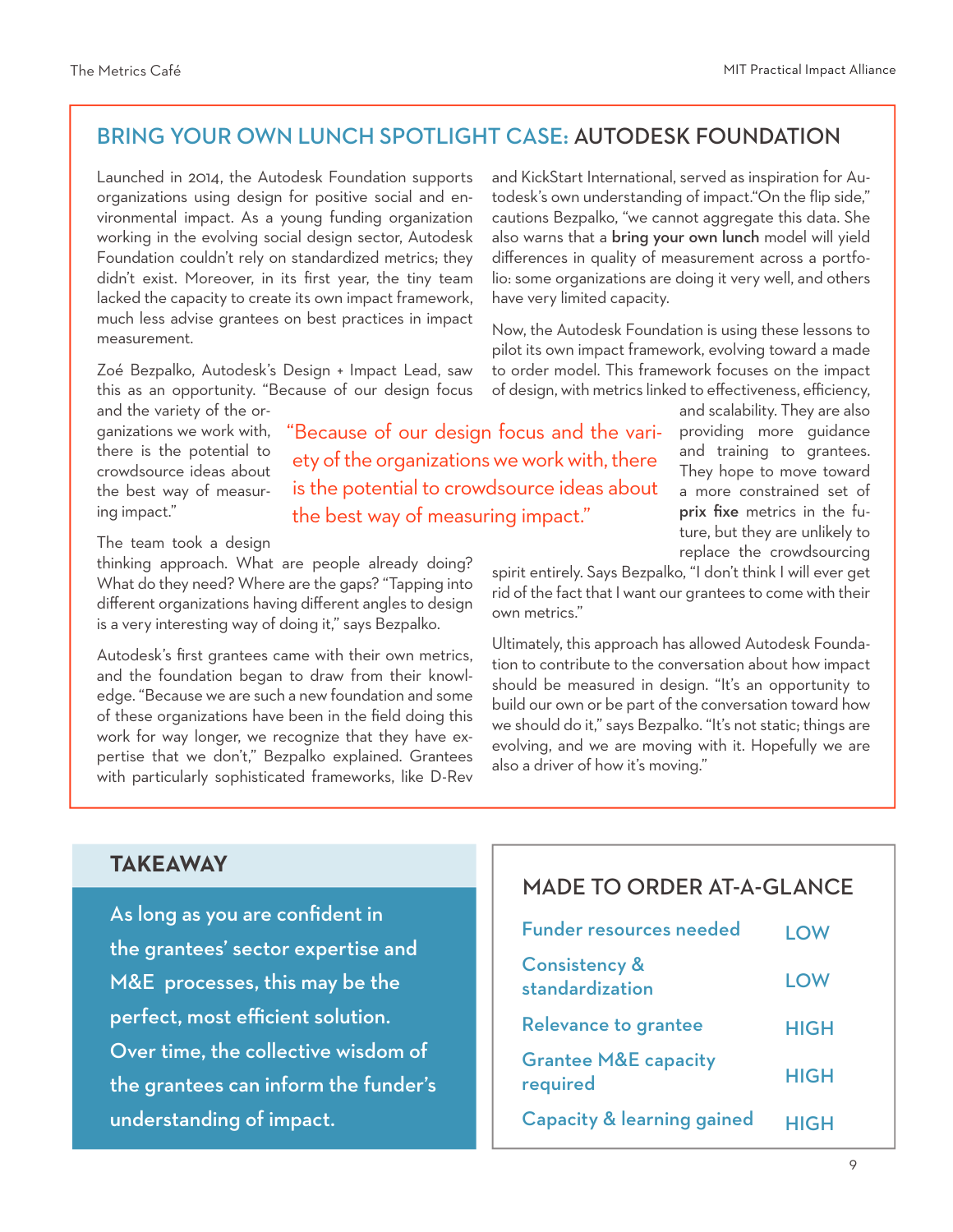## BRING YOUR OWN LUNCH SPOTLIGHT CASE: AUTODESK FOUNDATION

Launched in 2014, the Autodesk Foundation supports organizations using design for positive social and environmental impact. As a young funding organization working in the evolving social design sector, Autodesk Foundation couldn't rely on standardized metrics; they didn't exist. Moreover, in its first year, the tiny team lacked the capacity to create its own impact framework, much less advise grantees on best practices in impact measurement.

Zoé Bezpalko, Autodesk's Design + Impact Lead, saw this as an opportunity. "Because of our design focus and the variety of the organizations we work with, there is the potential to crowdsource ideas about the best way of measuring impact."

> "Because of our design focus and the variety of the organizations we work with, there is the potential to crowdsource ideas about the best way of measuring impact."

The team took a design thinking approach. What are people already doing? What do they need? Where are the gaps? "Tapping into different organizations having different angles to design is a very interesting way of doing it," says Bezpalko.

Autodesk's first grantees came with their own metrics, and the foundation began to draw from their knowledge. "Because we are such a new foundation and some of these organizations have been in the field doing this work for way longer, we recognize that they have expertise that we don't," Bezpalko explained. Grantees with particularly sophisticated frameworks, like D-Rev and KickStart International, served as inspiration for Autodesk's own understanding of impact."On the flip side," cautions Bezpalko, "we cannot aggregate this data. She also warns that a **bring your own lunch** model will yield differences in quality of measurement across a portfolio: some organizations are doing it very well, and others have very limited capacity.

Now, the Autodesk Foundation is using these lessons to pilot its own impact framework, evolving toward a made to order model. This framework focuses on the impact of design, with metrics linked to effectiveness, efficiency, and scalability. They are also providing more guidance and training to grantees. They hope to move toward a more constrained set of **prix fixe** metrics in the future, but they are unlikely to replace the crowdsourcing spirit entirely. Says Bezpalko, "I don't think I will ever get rid of the fact that I want our grantees to come with their own metrics."

Ultimately, this approach has allowed Autodesk Foundation to contribute to the conversation about how impact should be measured in design. "It's an opportunity to build our own or be part of the conversation toward how we should do it," says Bezpalko. "It's not static; things are evolving, and we are moving with it. Hopefully we are also a driver of how it's moving."

### TAKEAWAY

As long as you are confident in the grantees' sector expertise and M&E processes, this may be the perfect, most efficient solution. Over time, the collective wisdom of the grantees can inform the funder's understanding of impact.

### MADE TO ORDER AT-A-GLANCE

| | |
|---|---|
| Funder resources needed | LOW |
| Consistency & standardization | LOW |
| Relevance to grantee | HIGH |
| Grantee M&E capacity required | HIGH |
| Capacity & learning gained | HIGH |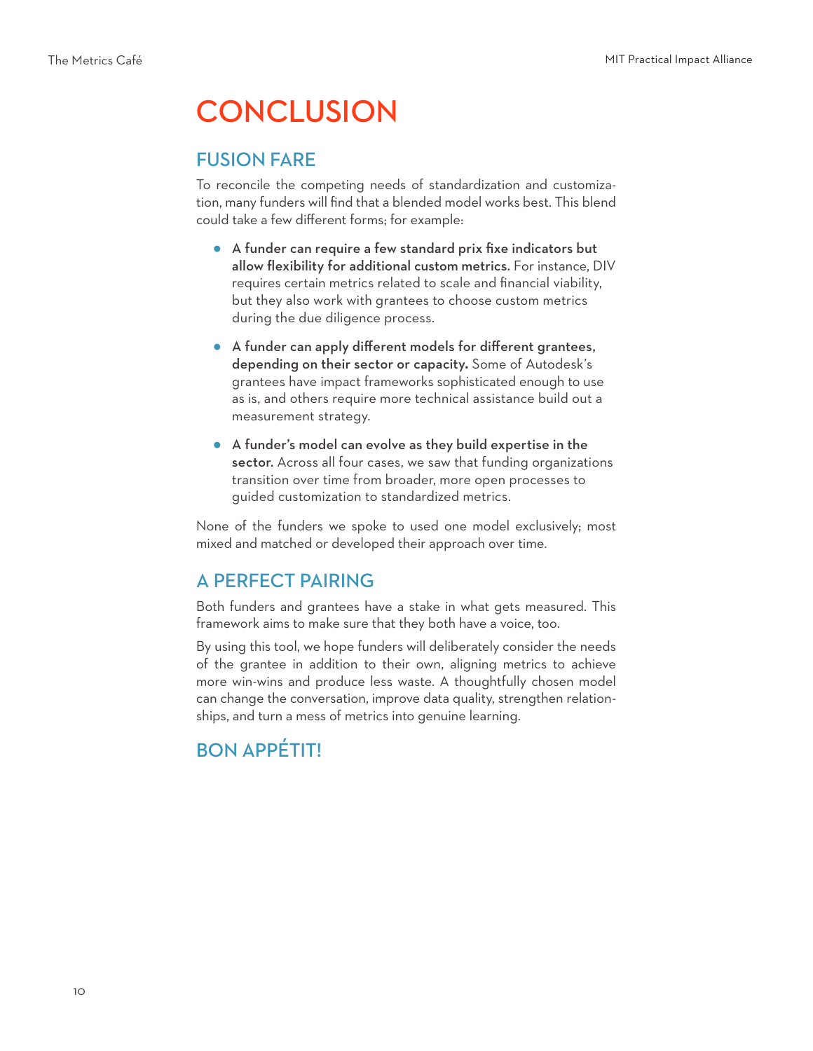# CONCLUSION

## FUSION FARE

To reconcile the competing needs of standardization and customization, many funders will find that a blended model works best. This blend could take a few different forms; for example:

- **A funder can require a few standard prix fixe indicators but allow flexibility for additional custom metrics.** For instance, DIV requires certain metrics related to scale and financial viability, but they also work with grantees to choose custom metrics during the due diligence process.
- **A funder can apply different models for different grantees, depending on their sector or capacity.** Some of Autodesk's grantees have impact frameworks sophisticated enough to use as is, and others require more technical assistance build out a measurement strategy.
- **A funder's model can evolve as they build expertise in the sector.** Across all four cases, we saw that funding organizations transition over time from broader, more open processes to guided customization to standardized metrics.

None of the funders we spoke to used one model exclusively; most mixed and matched or developed their approach over time.

## A PERFECT PAIRING

Both funders and grantees have a stake in what gets measured. This framework aims to make sure that they both have a voice, too.

By using this tool, we hope funders will deliberately consider the needs of the grantee in addition to their own, aligning metrics to achieve more win-wins and produce less waste. A thoughtfully chosen model can change the conversation, improve data quality, strengthen relationships, and turn a mess of metrics into genuine learning.

## BON APPÉTIT!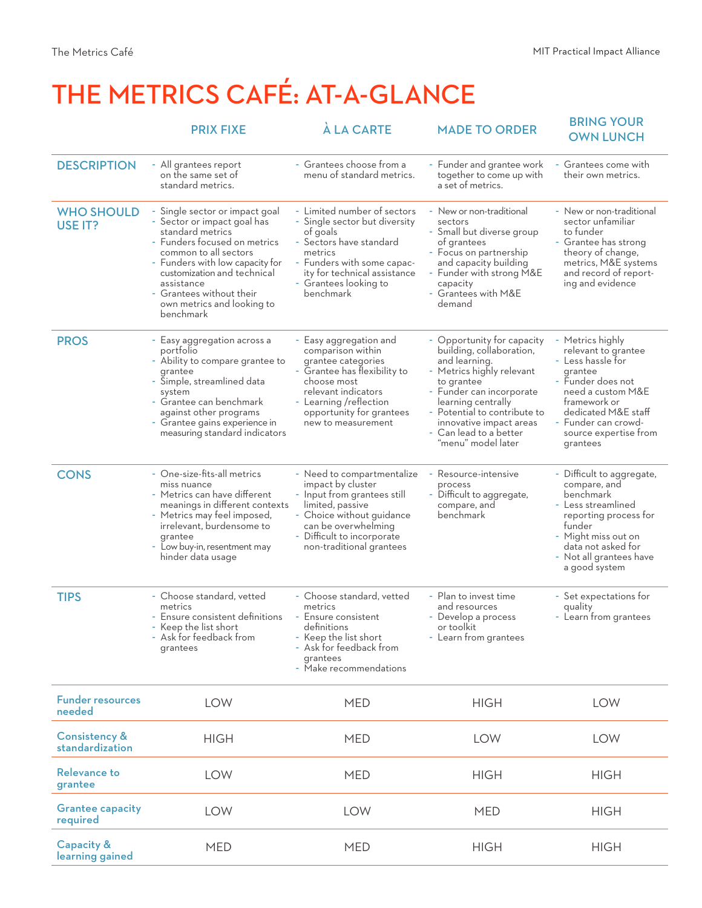# THE METRICS CAFÉ: AT-A-GLANCE

| | PRIX FIXE | À LA CARTE | MADE TO ORDER | BRING YOUR OWN LUNCH |
|---|---|---|---|---|
| **DESCRIPTION** | - All grantees report on the same set of standard metrics. | - Grantees choose from a menu of standard metrics. | - Funder and grantee work together to come up with a set of metrics. | - Grantees come with their own metrics. |
| **WHO SHOULD USE IT?** | - Single sector or impact goal<br>- Sector or impact goal has standard metrics<br>- Funders focused on metrics common to all sectors<br>- Funders with low capacity for customization and technical assistance<br>- Grantees without their own metrics and looking to benchmark | - Limited number of sectors<br>- Single sector but diversity of goals<br>- Sectors have standard metrics<br>- Funders with some capacity for technical assistance<br>- Grantees looking to benchmark | - New or non-traditional sectors<br>- Small but diverse group of grantees<br>- Focus on partnership and capacity building<br>- Funder with strong M&E capacity<br>- Grantees with M&E demand | - New or non-traditional sector unfamiliar to funder<br>- Grantee has strong theory of change, metrics, M&E systems and record of reporting and evidence |
| **PROS** | - Easy aggregation across a portfolio<br>- Ability to compare grantee to grantee<br>- Simple, streamlined data system<br>- Grantee can benchmark against other programs<br>- Grantee gains experience in measuring standard indicators | - Easy aggregation and comparison within grantee categories<br>- Grantee has flexibility to choose most relevant indicators<br>- Learning /reflection opportunity for grantees new to measurement | - Opportunity for capacity building, collaboration, and learning.<br>- Metrics highly relevant to grantee<br>- Funder can incorporate learning centrally<br>- Potential to contribute to innovative impact areas<br>- Can lead to a better "menu" model later | - Metrics highly relevant to grantee<br>- Less hassle for grantee<br>- Funder does not need a custom M&E framework or dedicated M&E staff<br>- Funder can crowd-source expertise from grantees |
| **CONS** | - One-size-fits-all metrics miss nuance<br>- Metrics can have different meanings in different contexts<br>- Metrics may feel imposed, irrelevant, burdensome to grantee<br>- Low buy-in, resentment may hinder data usage | - Need to compartmentalize impact by cluster<br>- Input from grantees still limited, passive<br>- Choice without guidance can be overwhelming<br>- Difficult to incorporate non-traditional grantees | - Resource-intensive process<br>- Difficult to aggregate, compare, and benchmark | - Difficult to aggregate, compare, and benchmark<br>- Less streamlined reporting process for funder<br>- Might miss out on data not asked for<br>- Not all grantees have a good system |
| **TIPS** | - Choose standard, vetted metrics<br>- Ensure consistent definitions<br>- Keep the list short<br>- Ask for feedback from grantees | - Choose standard, vetted metrics<br>- Ensure consistent definitions<br>- Keep the list short<br>- Ask for feedback from grantees<br>- Make recommendations | - Plan to invest time and resources<br>- Develop a process or toolkit<br>- Learn from grantees | - Set expectations for quality<br>- Learn from grantees |
| **Funder resources needed** | LOW | MED | HIGH | LOW |
| **Consistency & standardization** | HIGH | MED | LOW | LOW |
| **Relevance to grantee** | LOW | MED | HIGH | HIGH |
| **Grantee capacity required** | LOW | LOW | MED | HIGH |
| **Capacity & learning gained** | MED | MED | HIGH | HIGH |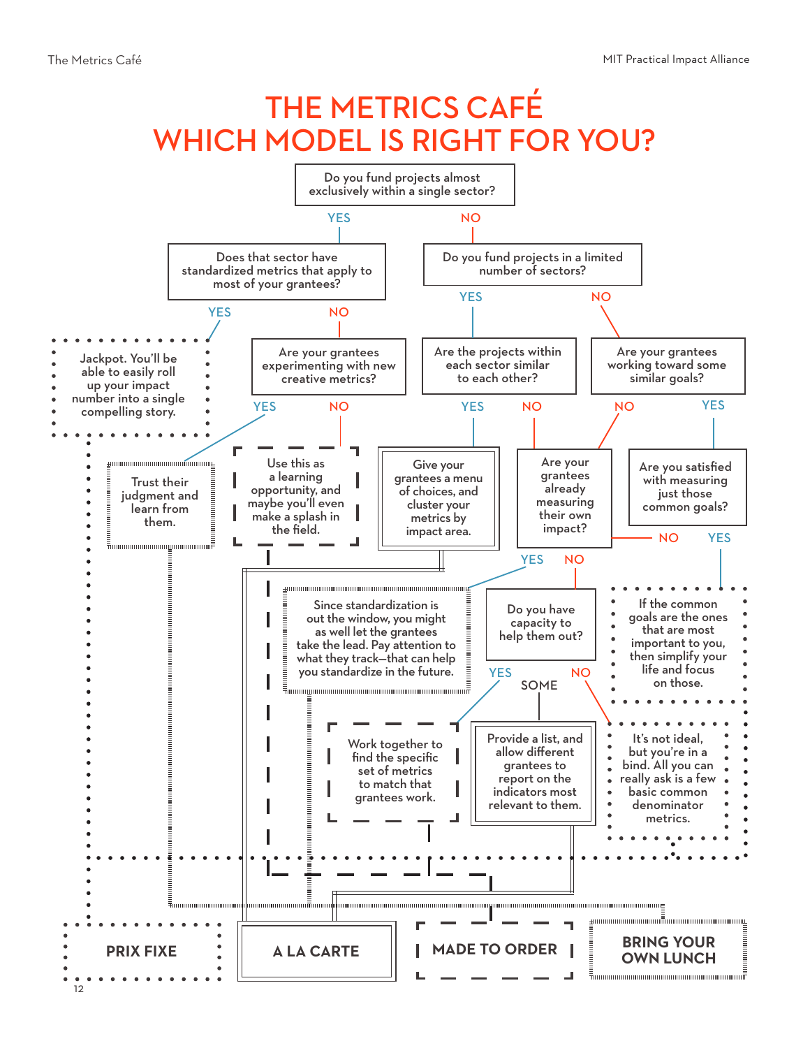# THE METRICS CAFÉ
# WHICH MODEL IS RIGHT FOR YOU?

Do you fund projects almost exclusively within a single sector?

- YES → Does that sector have standardized metrics that apply to most of your grantees?
  - YES → Jackpot. You'll be able to easily roll up your impact number into a single compelling story. → **PRIX FIXE**
  - NO → Are your grantees experimenting with new creative metrics?
    - YES → Trust their judgment and learn from them. → **BRING YOUR OWN LUNCH**
    - NO → Use this as a learning opportunity, and maybe you'll even make a splash in the field. → **MADE TO ORDER**
- NO → Do you fund projects in a limited number of sectors?
  - YES → Are the projects within each sector similar to each other?
    - YES → Give your grantees a menu of choices, and cluster your metrics by impact area. → **A LA CARTE**
    - NO → Are your grantees already measuring their own impact?
  - NO → Are your grantees working toward some similar goals?
    - NO → Are your grantees already measuring their own impact?
    - YES → Are you satisfied with measuring just those common goals?
      - NO → Are your grantees already measuring their own impact?
      - YES → If the common goals are the ones that are most important to you, then simplify your life and focus on those. → **PRIX FIXE**

Are your grantees already measuring their own impact?

- YES → Since standardization is out the window, you might as well let the grantees take the lead. Pay attention to what they track—that can help you standardize in the future. → **BRING YOUR OWN LUNCH**
- NO → Do you have capacity to help them out?
  - YES → Work together to find the specific set of metrics to match that grantees work. → **MADE TO ORDER**
  - SOME → Provide a list, and allow different grantees to report on the indicators most relevant to them. → **A LA CARTE**
  - NO → It's not ideal, but you're in a bind. All you can really ask is a few basic common denominator metrics. → **PRIX FIXE**

**PRIX FIXE** | **A LA CARTE** | **MADE TO ORDER** | **BRING YOUR OWN LUNCH**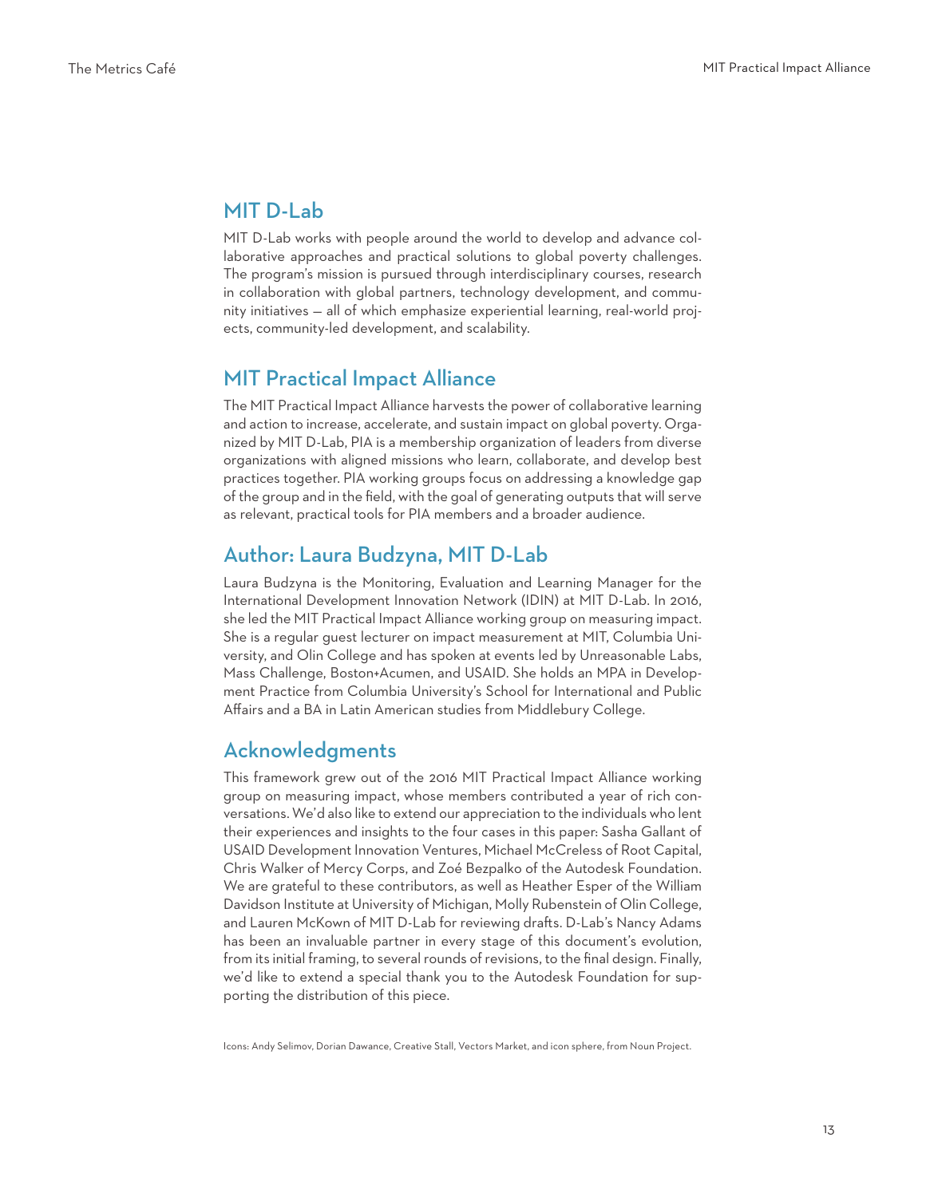## MIT D-Lab

MIT D-Lab works with people around the world to develop and advance collaborative approaches and practical solutions to global poverty challenges. The program's mission is pursued through interdisciplinary courses, research in collaboration with global partners, technology development, and community initiatives — all of which emphasize experiential learning, real-world projects, community-led development, and scalability.

## MIT Practical Impact Alliance

The MIT Practical Impact Alliance harvests the power of collaborative learning and action to increase, accelerate, and sustain impact on global poverty. Organized by MIT D-Lab, PIA is a membership organization of leaders from diverse organizations with aligned missions who learn, collaborate, and develop best practices together. PIA working groups focus on addressing a knowledge gap of the group and in the field, with the goal of generating outputs that will serve as relevant, practical tools for PIA members and a broader audience.

## Author: Laura Budzyna, MIT D-Lab

Laura Budzyna is the Monitoring, Evaluation and Learning Manager for the International Development Innovation Network (IDIN) at MIT D-Lab. In 2016, she led the MIT Practical Impact Alliance working group on measuring impact. She is a regular guest lecturer on impact measurement at MIT, Columbia University, and Olin College and has spoken at events led by Unreasonable Labs, Mass Challenge, Boston+Acumen, and USAID. She holds an MPA in Development Practice from Columbia University's School for International and Public Affairs and a BA in Latin American studies from Middlebury College.

## Acknowledgments

This framework grew out of the 2016 MIT Practical Impact Alliance working group on measuring impact, whose members contributed a year of rich conversations. We'd also like to extend our appreciation to the individuals who lent their experiences and insights to the four cases in this paper: Sasha Gallant of USAID Development Innovation Ventures, Michael McCreless of Root Capital, Chris Walker of Mercy Corps, and Zoé Bezpalko of the Autodesk Foundation. We are grateful to these contributors, as well as Heather Esper of the William Davidson Institute at University of Michigan, Molly Rubenstein of Olin College, and Lauren McKown of MIT D-Lab for reviewing drafts. D-Lab's Nancy Adams has been an invaluable partner in every stage of this document's evolution, from its initial framing, to several rounds of revisions, to the final design. Finally, we'd like to extend a special thank you to the Autodesk Foundation for supporting the distribution of this piece.

Icons: Andy Selimov, Dorian Dawance, Creative Stall, Vectors Market, and icon sphere, from Noun Project.